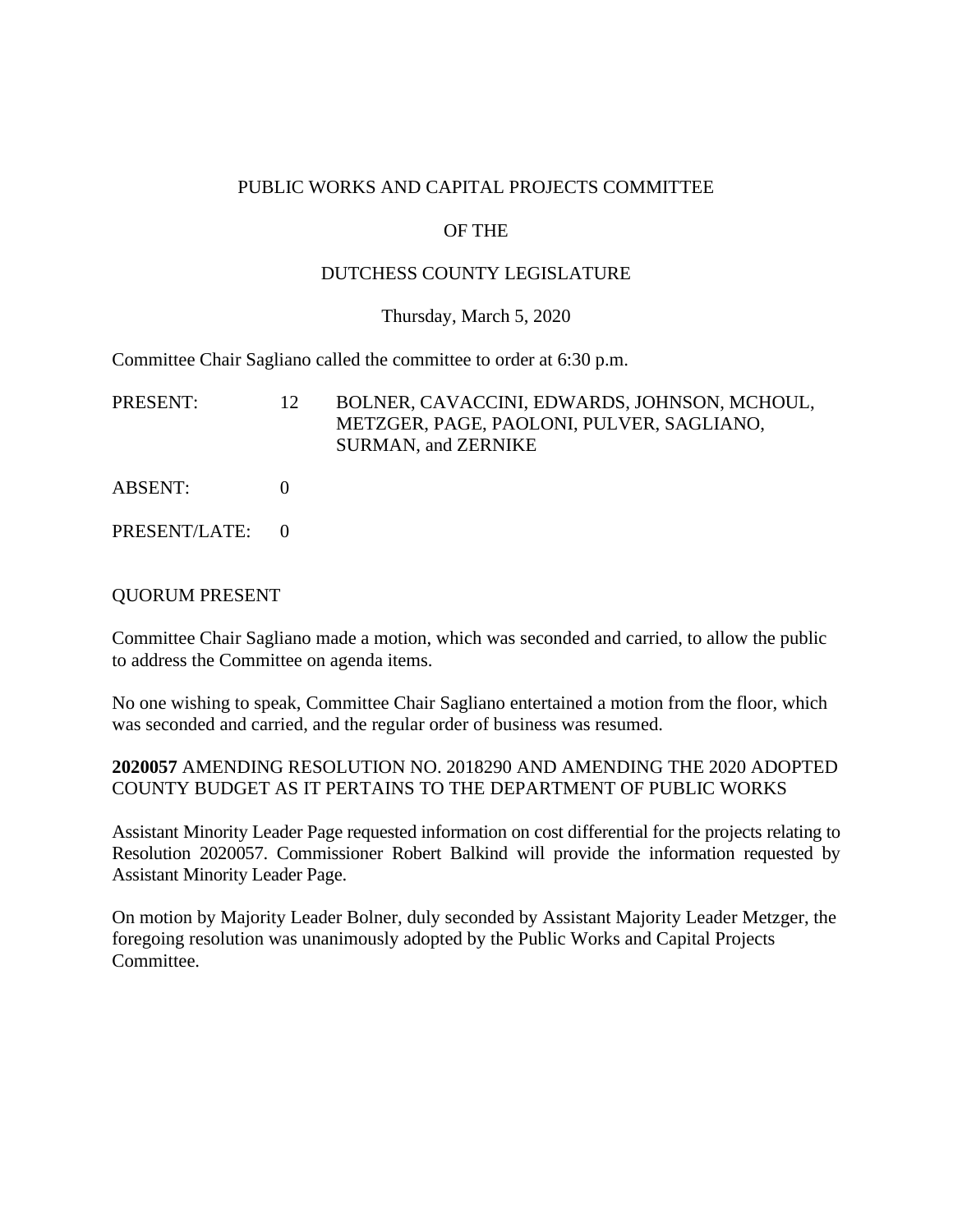# PUBLIC WORKS AND CAPITAL PROJECTS COMMITTEE

# OF THE

# DUTCHESS COUNTY LEGISLATURE

Thursday, March 5, 2020

Committee Chair Sagliano called the committee to order at 6:30 p.m.

| | | |
|---|---|---|
| PRESENT: | 12 | BOLNER, CAVACCINI, EDWARDS, JOHNSON, MCHOUL, METZGER, PAGE, PAOLONI, PULVER, SAGLIANO, SURMAN, and ZERNIKE |
| ABSENT: | 0 | |
| PRESENT/LATE: | 0 | |

QUORUM PRESENT

Committee Chair Sagliano made a motion, which was seconded and carried, to allow the public to address the Committee on agenda items.

No one wishing to speak, Committee Chair Sagliano entertained a motion from the floor, which was seconded and carried, and the regular order of business was resumed.

**2020057** AMENDING RESOLUTION NO. 2018290 AND AMENDING THE 2020 ADOPTED COUNTY BUDGET AS IT PERTAINS TO THE DEPARTMENT OF PUBLIC WORKS

Assistant Minority Leader Page requested information on cost differential for the projects relating to Resolution 2020057. Commissioner Robert Balkind will provide the information requested by Assistant Minority Leader Page.

On motion by Majority Leader Bolner, duly seconded by Assistant Majority Leader Metzger, the foregoing resolution was unanimously adopted by the Public Works and Capital Projects Committee.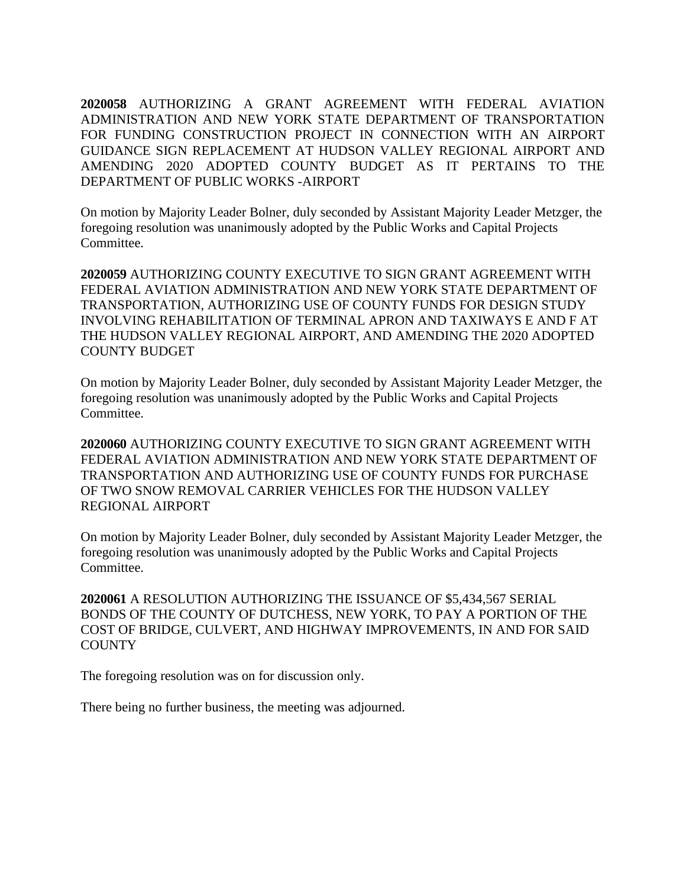**2020058** AUTHORIZING A GRANT AGREEMENT WITH FEDERAL AVIATION ADMINISTRATION AND NEW YORK STATE DEPARTMENT OF TRANSPORTATION FOR FUNDING CONSTRUCTION PROJECT IN CONNECTION WITH AN AIRPORT GUIDANCE SIGN REPLACEMENT AT HUDSON VALLEY REGIONAL AIRPORT AND AMENDING 2020 ADOPTED COUNTY BUDGET AS IT PERTAINS TO THE DEPARTMENT OF PUBLIC WORKS -AIRPORT

On motion by Majority Leader Bolner, duly seconded by Assistant Majority Leader Metzger, the foregoing resolution was unanimously adopted by the Public Works and Capital Projects Committee.

**2020059** AUTHORIZING COUNTY EXECUTIVE TO SIGN GRANT AGREEMENT WITH FEDERAL AVIATION ADMINISTRATION AND NEW YORK STATE DEPARTMENT OF TRANSPORTATION, AUTHORIZING USE OF COUNTY FUNDS FOR DESIGN STUDY INVOLVING REHABILITATION OF TERMINAL APRON AND TAXIWAYS E AND F AT THE HUDSON VALLEY REGIONAL AIRPORT, AND AMENDING THE 2020 ADOPTED COUNTY BUDGET

On motion by Majority Leader Bolner, duly seconded by Assistant Majority Leader Metzger, the foregoing resolution was unanimously adopted by the Public Works and Capital Projects Committee.

**2020060** AUTHORIZING COUNTY EXECUTIVE TO SIGN GRANT AGREEMENT WITH FEDERAL AVIATION ADMINISTRATION AND NEW YORK STATE DEPARTMENT OF TRANSPORTATION AND AUTHORIZING USE OF COUNTY FUNDS FOR PURCHASE OF TWO SNOW REMOVAL CARRIER VEHICLES FOR THE HUDSON VALLEY REGIONAL AIRPORT

On motion by Majority Leader Bolner, duly seconded by Assistant Majority Leader Metzger, the foregoing resolution was unanimously adopted by the Public Works and Capital Projects Committee.

**2020061** A RESOLUTION AUTHORIZING THE ISSUANCE OF $5,434,567 SERIAL BONDS OF THE COUNTY OF DUTCHESS, NEW YORK, TO PAY A PORTION OF THE COST OF BRIDGE, CULVERT, AND HIGHWAY IMPROVEMENTS, IN AND FOR SAID COUNTY

The foregoing resolution was on for discussion only.

There being no further business, the meeting was adjourned.